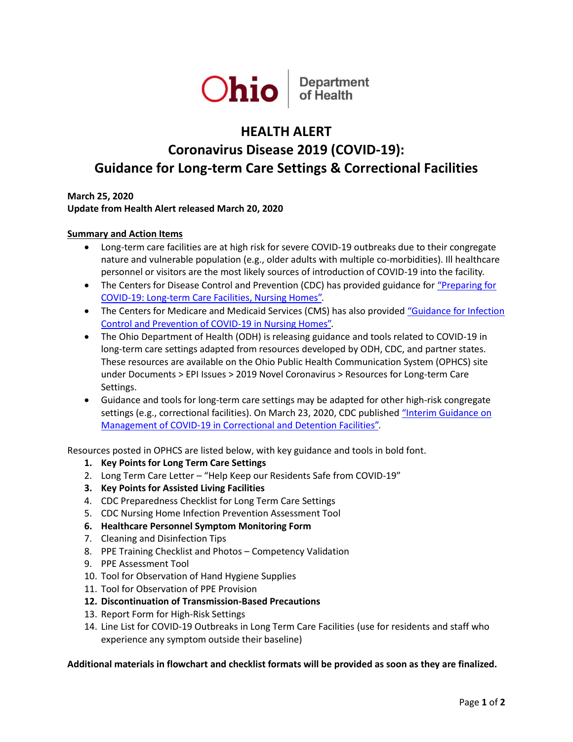# HEALTH ALERT

## Coronavirus Disease 2019 (COVID-19): Guidance for Long-term Care Settings & Correctional Facilities

**March 25, 2020**
**Update from Health Alert released March 20, 2020**

**Summary and Action Items**

- Long-term care facilities are at high risk for severe COVID-19 outbreaks due to their congregate nature and vulnerable population (e.g., older adults with multiple co-morbidities). Ill healthcare personnel or visitors are the most likely sources of introduction of COVID-19 into the facility.
- The Centers for Disease Control and Prevention (CDC) has provided guidance for "Preparing for COVID-19: Long-term Care Facilities, Nursing Homes".
- The Centers for Medicare and Medicaid Services (CMS) has also provided "Guidance for Infection Control and Prevention of COVID-19 in Nursing Homes".
- The Ohio Department of Health (ODH) is releasing guidance and tools related to COVID-19 in long-term care settings adapted from resources developed by ODH, CDC, and partner states. These resources are available on the Ohio Public Health Communication System (OPHCS) site under Documents > EPI Issues > 2019 Novel Coronavirus > Resources for Long-term Care Settings.
- Guidance and tools for long-term care settings may be adapted for other high-risk congregate settings (e.g., correctional facilities). On March 23, 2020, CDC published "Interim Guidance on Management of COVID-19 in Correctional and Detention Facilities".

Resources posted in OPHCS are listed below, with key guidance and tools in bold font.

1. **Key Points for Long Term Care Settings**
2. Long Term Care Letter – "Help Keep our Residents Safe from COVID-19"
3. **Key Points for Assisted Living Facilities**
4. CDC Preparedness Checklist for Long Term Care Settings
5. CDC Nursing Home Infection Prevention Assessment Tool
6. **Healthcare Personnel Symptom Monitoring Form**
7. Cleaning and Disinfection Tips
8. PPE Training Checklist and Photos – Competency Validation
9. PPE Assessment Tool
10. Tool for Observation of Hand Hygiene Supplies
11. Tool for Observation of PPE Provision
12. **Discontinuation of Transmission-Based Precautions**
13. Report Form for High-Risk Settings
14. Line List for COVID-19 Outbreaks in Long Term Care Facilities (use for residents and staff who experience any symptom outside their baseline)

**Additional materials in flowchart and checklist formats will be provided as soon as they are finalized.**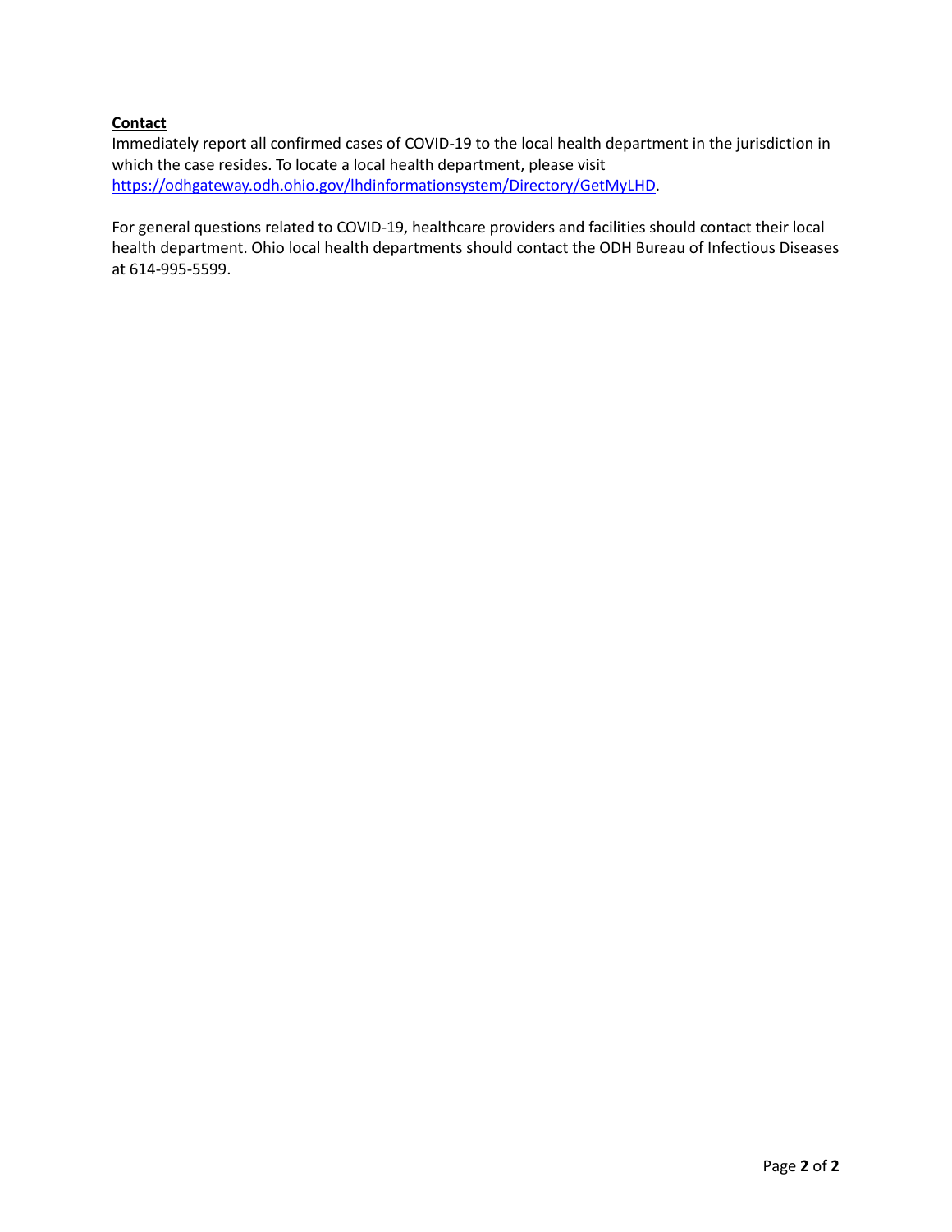**Contact**

Immediately report all confirmed cases of COVID-19 to the local health department in the jurisdiction in which the case resides. To locate a local health department, please visit https://odhgateway.odh.ohio.gov/lhdinformationsystem/Directory/GetMyLHD.

For general questions related to COVID-19, healthcare providers and facilities should contact their local health department. Ohio local health departments should contact the ODH Bureau of Infectious Diseases at 614-995-5599.